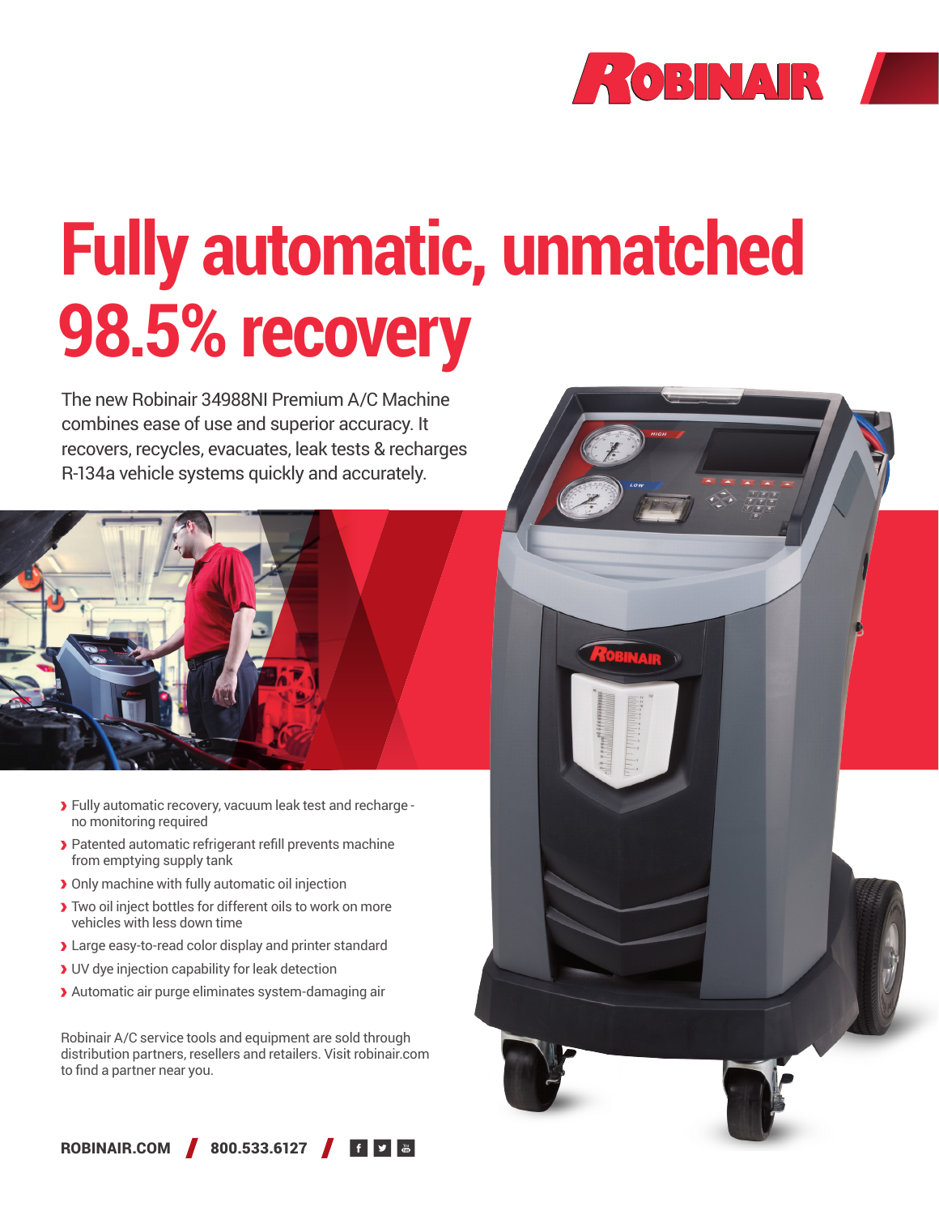# Fully automatic, unmatched 98.5% recovery

The new Robinair 34988NI Premium A/C Machine combines ease of use and superior accuracy. It recovers, recycles, evacuates, leak tests & recharges R-134a vehicle systems quickly and accurately.

- Fully automatic recovery, vacuum leak test and recharge - no monitoring required
- Patented automatic refrigerant refill prevents machine from emptying supply tank
- Only machine with fully automatic oil injection
- Two oil inject bottles for different oils to work on more vehicles with less down time
- Large easy-to-read color display and printer standard
- UV dye injection capability for leak detection
- Automatic air purge eliminates system-damaging air

Robinair A/C service tools and equipment are sold through distribution partners, resellers and retailers. Visit robinair.com to find a partner near you.

**ROBINAIR.COM** / **800.533.6127** /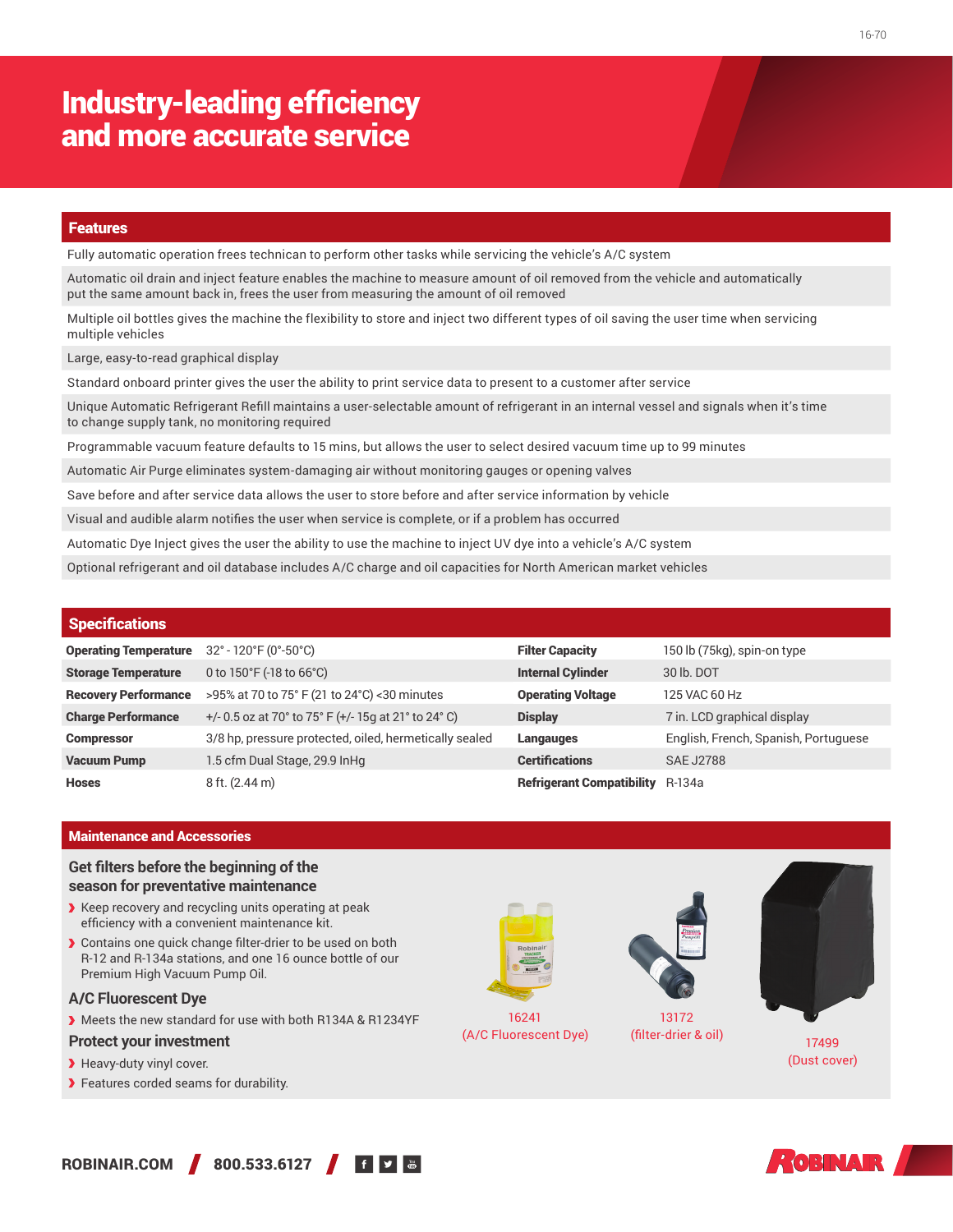# Industry-leading efficiency and more accurate service

## Features

| |
|---|
| Fully automatic operation frees technican to perform other tasks while servicing the vehicle's A/C system |
| Automatic oil drain and inject feature enables the machine to measure amount of oil removed from the vehicle and automatically put the same amount back in, frees the user from measuring the amount of oil removed |
| Multiple oil bottles gives the machine the flexibility to store and inject two different types of oil saving the user time when servicing multiple vehicles |
| Large, easy-to-read graphical display |
| Standard onboard printer gives the user the ability to print service data to present to a customer after service |
| Unique Automatic Refrigerant Refill maintains a user-selectable amount of refrigerant in an internal vessel and signals when it's time to change supply tank, no monitoring required |
| Programmable vacuum feature defaults to 15 mins, but allows the user to select desired vacuum time up to 99 minutes |
| Automatic Air Purge eliminates system-damaging air without monitoring gauges or opening valves |
| Save before and after service data allows the user to store before and after service information by vehicle |
| Visual and audible alarm notifies the user when service is complete, or if a problem has occurred |
| Automatic Dye Inject gives the user the ability to use the machine to inject UV dye into a vehicle's A/C system |
| Optional refrigerant and oil database includes A/C charge and oil capacities for North American market vehicles |

## Specifications

| | | | |
|---|---|---|---|
| **Operating Temperature** | 32° - 120°F (0°-50°C) | **Filter Capacity** | 150 lb (75kg), spin-on type |
| **Storage Temperature** | 0 to 150°F (-18 to 66°C) | **Internal Cylinder** | 30 lb. DOT |
| **Recovery Performance** | >95% at 70 to 75° F (21 to 24°C) <30 minutes | **Operating Voltage** | 125 VAC 60 Hz |
| **Charge Performance** | +/- 0.5 oz at 70° to 75° F (+/- 15g at 21° to 24° C) | **Display** | 7 in. LCD graphical display |
| **Compressor** | 3/8 hp, pressure protected, oiled, hermetically sealed | **Langauges** | English, French, Spanish, Portuguese |
| **Vacuum Pump** | 1.5 cfm Dual Stage, 29.9 InHg | **Certifications** | SAE J2788 |
| **Hoses** | 8 ft. (2.44 m) | **Refrigerant Compatibility** | R-134a |

## Maintenance and Accessories

### Get filters before the beginning of the season for preventative maintenance

- Keep recovery and recycling units operating at peak efficiency with a convenient maintenance kit.
- Contains one quick change filter-drier to be used on both R-12 and R-134a stations, and one 16 ounce bottle of our Premium High Vacuum Pump Oil.

### A/C Fluorescent Dye

- Meets the new standard for use with both R134A & R1234YF

### Protect your investment

- Heavy-duty vinyl cover.
- Features corded seams for durability.

16241 (A/C Fluorescent Dye)

13172 (filter-drier & oil)

17499 (Dust cover)

**ROBINAIR.COM** / **800.533.6127**